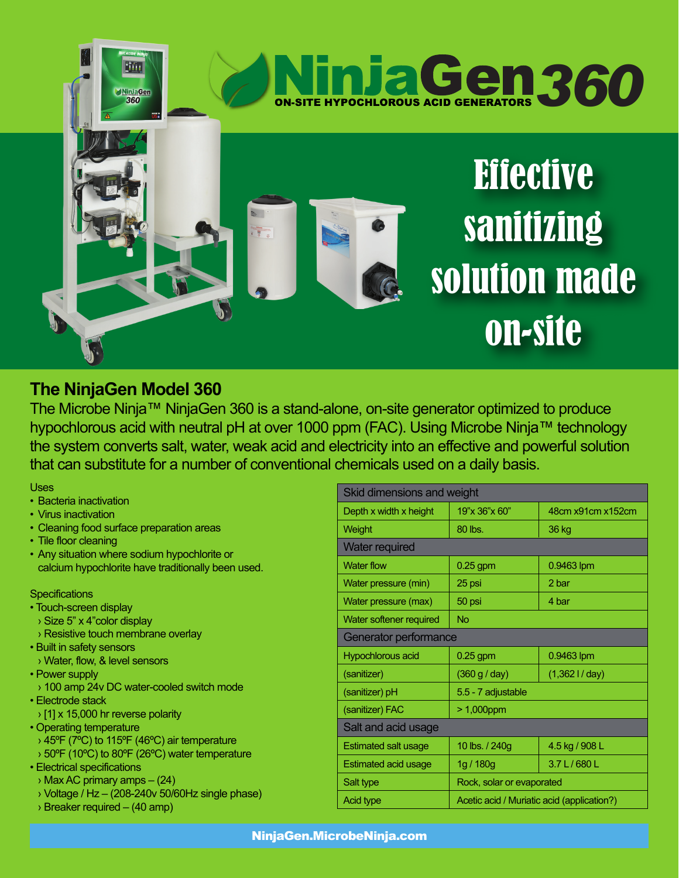# NinjaGen 360

ON-SITE HYPOCHLOROUS ACID GENERATORS

Effective sanitizing solution made on-site

## The NinjaGen Model 360

The Microbe Ninja™ NinjaGen 360 is a stand-alone, on-site generator optimized to produce hypochlorous acid with neutral pH at over 1000 ppm (FAC). Using Microbe Ninja™ technology the system converts salt, water, weak acid and electricity into an effective and powerful solution that can substitute for a number of conventional chemicals used on a daily basis.

Uses

- Bacteria inactivation
- Virus inactivation
- Cleaning food surface preparation areas
- Tile floor cleaning
- Any situation where sodium hypochlorite or calcium hypochlorite have traditionally been used.

Specifications

- Touch-screen display
  - › Size 5" x 4"color display
  - › Resistive touch membrane overlay
- Built in safety sensors
  - › Water, flow, & level sensors
- Power supply
  - › 100 amp 24v DC water-cooled switch mode
- Electrode stack
  - › [1] x 15,000 hr reverse polarity
- Operating temperature
  - › 45ºF (7ºC) to 115ºF (46ºC) air temperature
  - › 50ºF (10ºC) to 80ºF (26ºC) water temperature
- Electrical specifications
  - › Max AC primary amps – (24)
  - › Voltage / Hz – (208-240v 50/60Hz single phase)
  - › Breaker required – (40 amp)

| Skid dimensions and weight | | |
|---|---|---|
| Depth x width x height | 19"x 36"x 60" | 48cm x91cm x152cm |
| Weight | 80 lbs. | 36 kg |
| **Water required** | | |
| Water flow | 0.25 gpm | 0.9463 lpm |
| Water pressure (min) | 25 psi | 2 bar |
| Water pressure (max) | 50 psi | 4 bar |
| Water softener required | No | |
| **Generator performance** | | |
| Hypochlorous acid | 0.25 gpm | 0.9463 lpm |
| (sanitizer) | (360 g / day) | (1,362 l / day) |
| (sanitizer) pH | 5.5 - 7 adjustable | |
| (sanitizer) FAC | > 1,000ppm | |
| **Salt and acid usage** | | |
| Estimated salt usage | 10 lbs. / 240g | 4.5 kg / 908 L |
| Estimated acid usage | 1g / 180g | 3.7 L / 680 L |
| Salt type | Rock, solar or evaporated | |
| Acid type | Acetic acid / Muriatic acid (application?) | |

NinjaGen.MicrobeNinja.com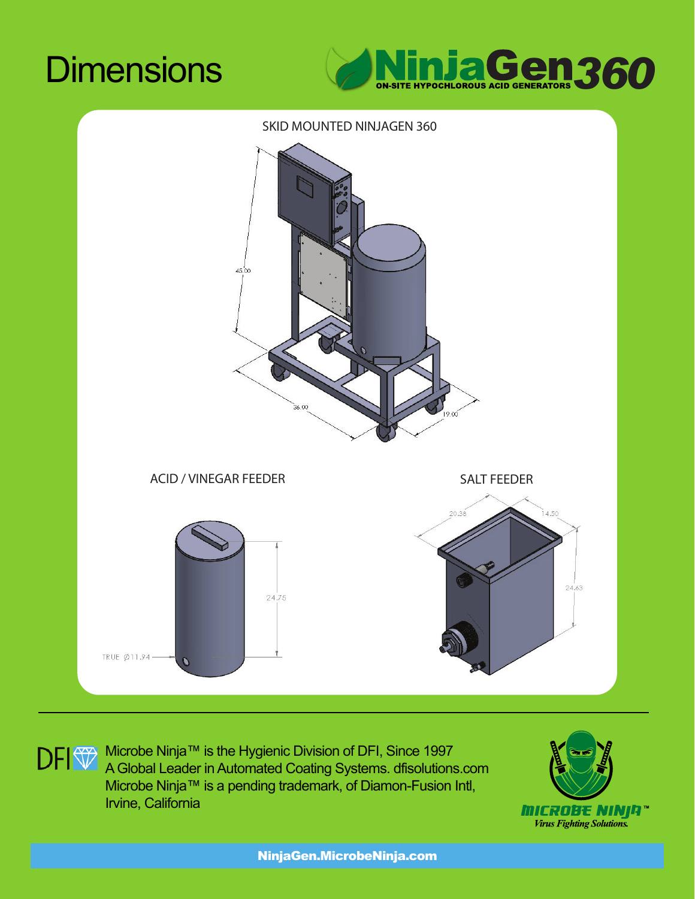# Dimensions

NinjaGen360
ON-SITE HYPOCHLOROUS ACID GENERATORS

SKID MOUNTED NINJAGEN 360

45.00

36.00

19.00

ACID / VINEGAR FEEDER

24.75

TRUE Ø11.94

SALT FEEDER

20.38

14.50

24.63

DFI

Microbe Ninja™ is the Hygienic Division of DFI, Since 1997
A Global Leader in Automated Coating Systems. dfisolutions.com
Microbe Ninja™ is a pending trademark, of Diamon-Fusion Intl, Irvine, California

MICROBE NINJA™
*Virus Fighting Solutions.*

NinjaGen.MicrobeNinja.com